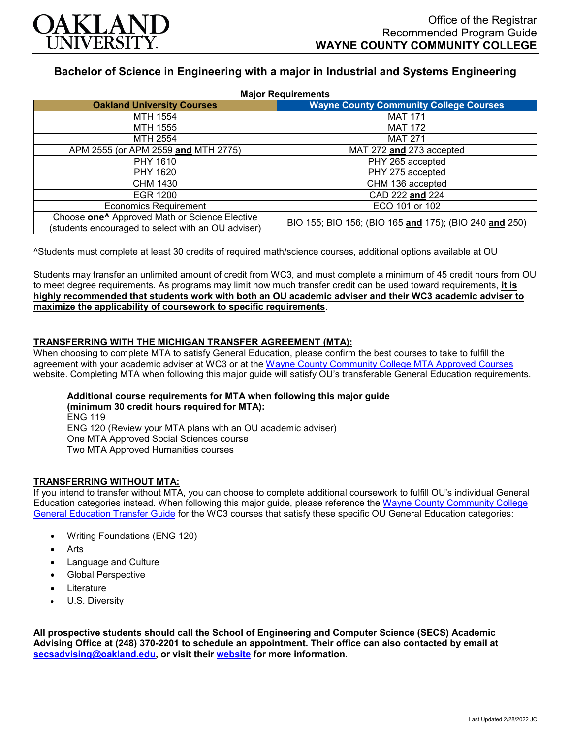Office of the Registrar
Recommended Program Guide
**WAYNE COUNTY COMMUNITY COLLEGE**

# Bachelor of Science in Engineering with a major in Industrial and Systems Engineering

**Major Requirements**

| Oakland University Courses | Wayne County Community College Courses |
|---|---|
| MTH 1554 | MAT 171 |
| MTH 1555 | MAT 172 |
| MTH 2554 | MAT 271 |
| APM 2555 (or APM 2559 **and** MTH 2775) | MAT 272 **and** 273 accepted |
| PHY 1610 | PHY 265 accepted |
| PHY 1620 | PHY 275 accepted |
| CHM 1430 | CHM 136 accepted |
| EGR 1200 | CAD 222 **and** 224 |
| Economics Requirement | ECO 101 or 102 |
| Choose **one^** Approved Math or Science Elective (students encouraged to select with an OU adviser) | BIO 155; BIO 156; (BIO 165 **and** 175); (BIO 240 **and** 250) |

^Students must complete at least 30 credits of required math/science courses, additional options available at OU

Students may transfer an unlimited amount of credit from WC3, and must complete a minimum of 45 credit hours from OU to meet degree requirements. As programs may limit how much transfer credit can be used toward requirements, **it is highly recommended that students work with both an OU academic adviser and their WC3 academic adviser to maximize the applicability of coursework to specific requirements**.

## TRANSFERRING WITH THE MICHIGAN TRANSFER AGREEMENT (MTA):

When choosing to complete MTA to satisfy General Education, please confirm the best courses to take to fulfill the agreement with your academic adviser at WC3 or at the Wayne County Community College MTA Approved Courses website. Completing MTA when following this major guide will satisfy OU's transferable General Education requirements.

**Additional course requirements for MTA when following this major guide (minimum 30 credit hours required for MTA):**
ENG 119
ENG 120 (Review your MTA plans with an OU academic adviser)
One MTA Approved Social Sciences course
Two MTA Approved Humanities courses

## TRANSFERRING WITHOUT MTA:

If you intend to transfer without MTA, you can choose to complete additional coursework to fulfill OU's individual General Education categories instead. When following this major guide, please reference the Wayne County Community College General Education Transfer Guide for the WC3 courses that satisfy these specific OU General Education categories:

- Writing Foundations (ENG 120)
- Arts
- Language and Culture
- Global Perspective
- Literature
- U.S. Diversity

**All prospective students should call the School of Engineering and Computer Science (SECS) Academic Advising Office at (248) 370-2201 to schedule an appointment. Their office can also contacted by email at secsadvising@oakland.edu, or visit their website for more information.**

Last Updated 2/28/2022 JC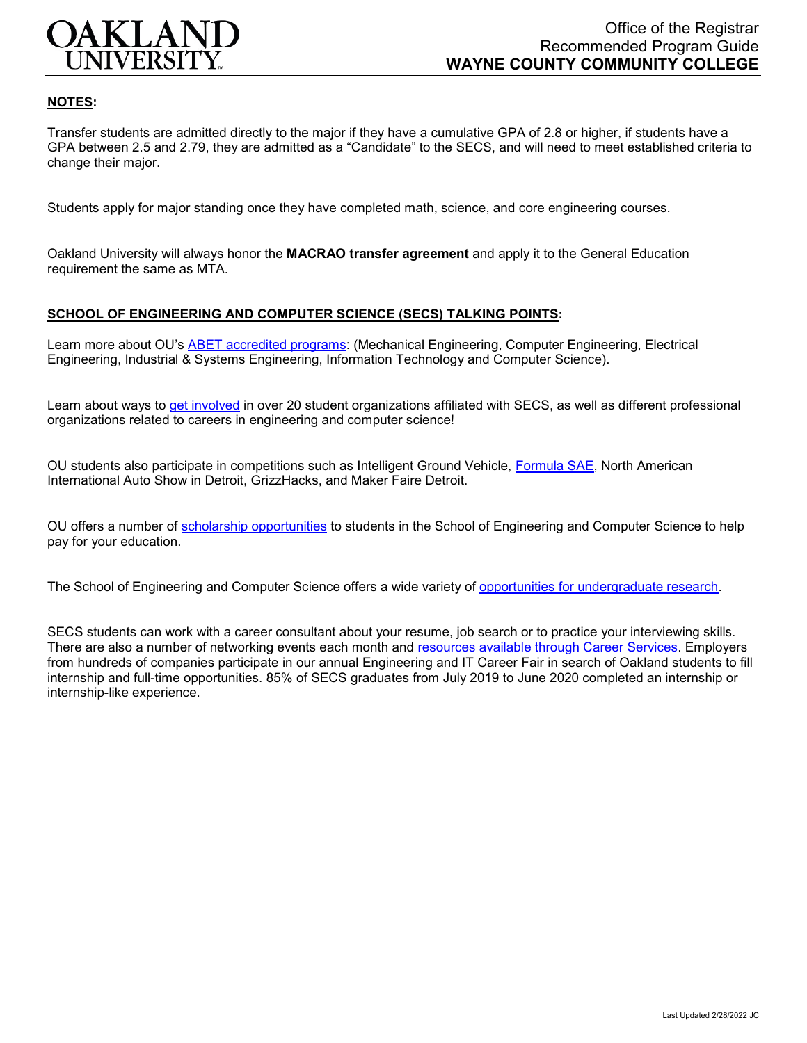**NOTES:**

Transfer students are admitted directly to the major if they have a cumulative GPA of 2.8 or higher, if students have a GPA between 2.5 and 2.79, they are admitted as a "Candidate" to the SECS, and will need to meet established criteria to change their major.

Students apply for major standing once they have completed math, science, and core engineering courses.

Oakland University will always honor the **MACRAO transfer agreement** and apply it to the General Education requirement the same as MTA.

**SCHOOL OF ENGINEERING AND COMPUTER SCIENCE (SECS) TALKING POINTS:**

Learn more about OU's ABET accredited programs: (Mechanical Engineering, Computer Engineering, Electrical Engineering, Industrial & Systems Engineering, Information Technology and Computer Science).

Learn about ways to get involved in over 20 student organizations affiliated with SECS, as well as different professional organizations related to careers in engineering and computer science!

OU students also participate in competitions such as Intelligent Ground Vehicle, Formula SAE, North American International Auto Show in Detroit, GrizzHacks, and Maker Faire Detroit.

OU offers a number of scholarship opportunities to students in the School of Engineering and Computer Science to help pay for your education.

The School of Engineering and Computer Science offers a wide variety of opportunities for undergraduate research.

SECS students can work with a career consultant about your resume, job search or to practice your interviewing skills. There are also a number of networking events each month and resources available through Career Services. Employers from hundreds of companies participate in our annual Engineering and IT Career Fair in search of Oakland students to fill internship and full-time opportunities. 85% of SECS graduates from July 2019 to June 2020 completed an internship or internship-like experience.

Last Updated 2/28/2022 JC